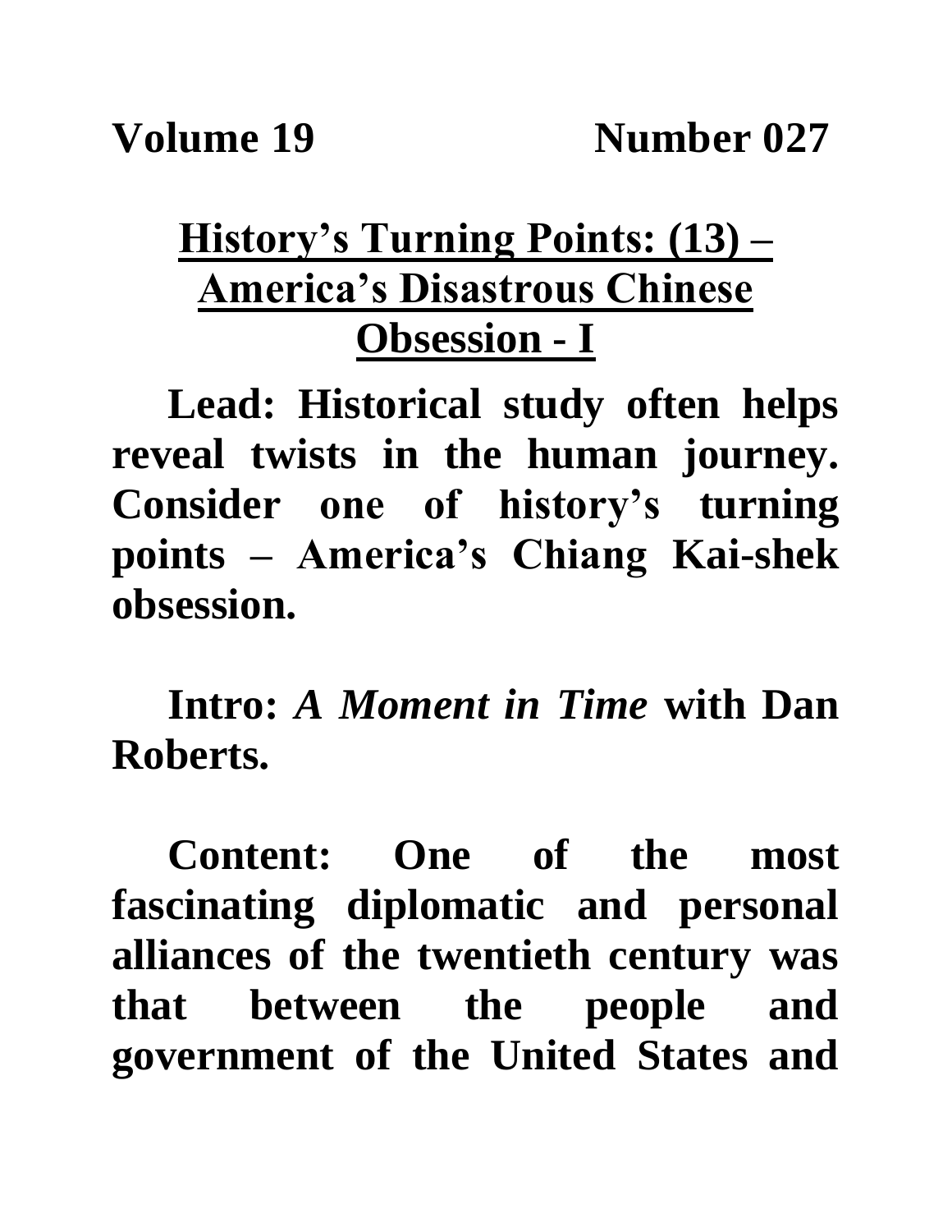**Volume 19 Number 027**

# History's Turning Points: (13) – America's Disastrous Chinese Obsession - I

**Lead: Historical study often helps reveal twists in the human journey. Consider one of history's turning points – America's Chiang Kai-shek obsession.**

**Intro:** ***A Moment in Time*** **with Dan Roberts.**

**Content: One of the most fascinating diplomatic and personal alliances of the twentieth century was that between the people and government of the United States and**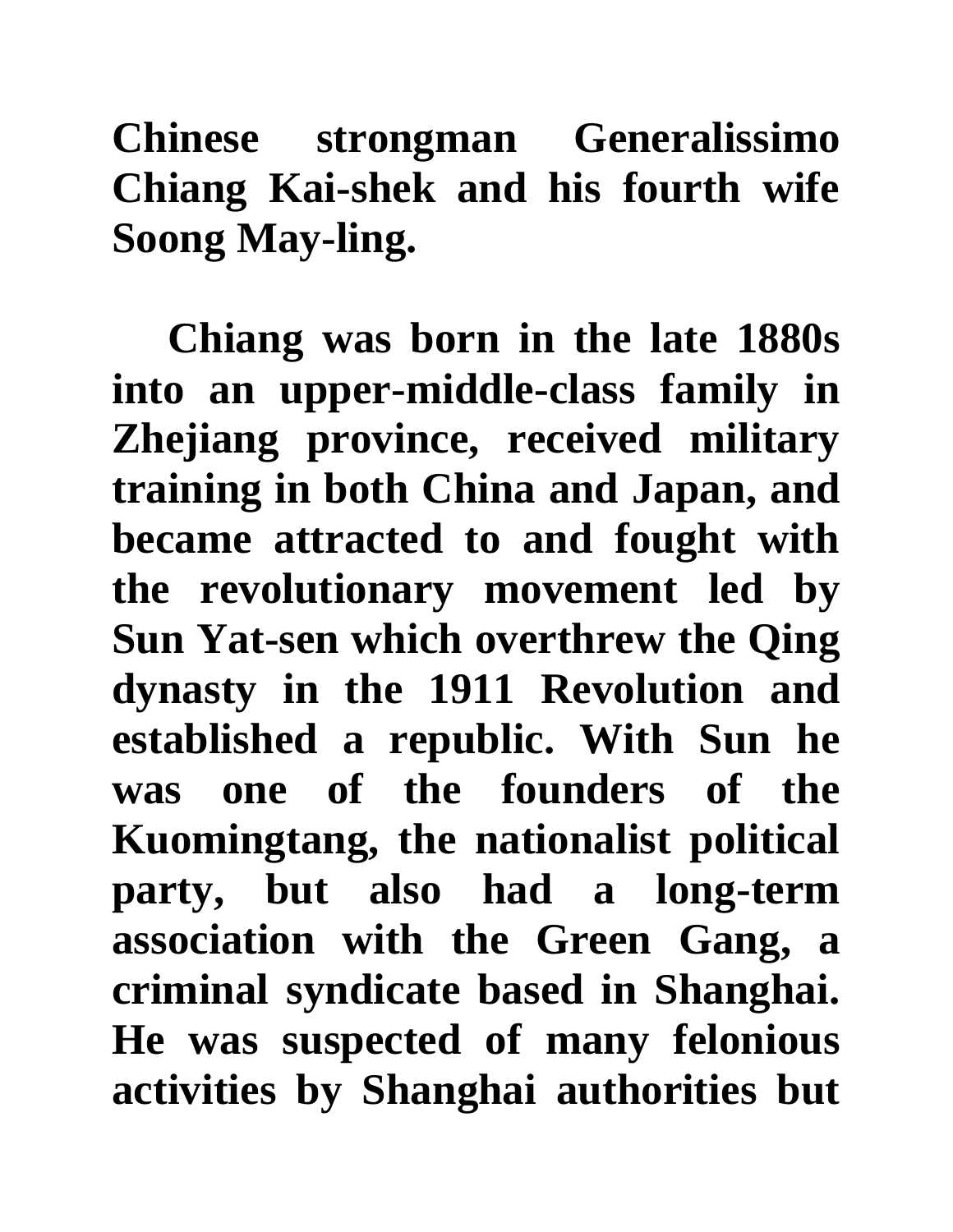Chinese strongman Generalissimo Chiang Kai-shek and his fourth wife Soong May-ling.

Chiang was born in the late 1880s into an upper-middle-class family in Zhejiang province, received military training in both China and Japan, and became attracted to and fought with the revolutionary movement led by Sun Yat-sen which overthrew the Qing dynasty in the 1911 Revolution and established a republic. With Sun he was one of the founders of the Kuomingtang, the nationalist political party, but also had a long-term association with the Green Gang, a criminal syndicate based in Shanghai. He was suspected of many felonious activities by Shanghai authorities but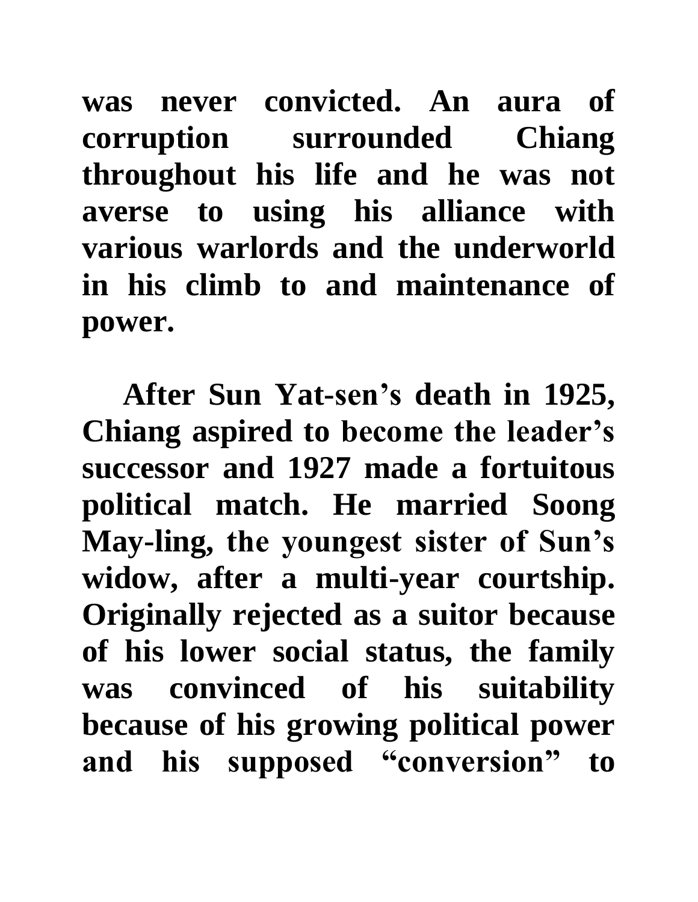**was never convicted. An aura of corruption surrounded Chiang throughout his life and he was not averse to using his alliance with various warlords and the underworld in his climb to and maintenance of power.**

**After Sun Yat-sen's death in 1925, Chiang aspired to become the leader's successor and 1927 made a fortuitous political match. He married Soong May-ling, the youngest sister of Sun's widow, after a multi-year courtship. Originally rejected as a suitor because of his lower social status, the family was convinced of his suitability because of his growing political power and his supposed "conversion" to**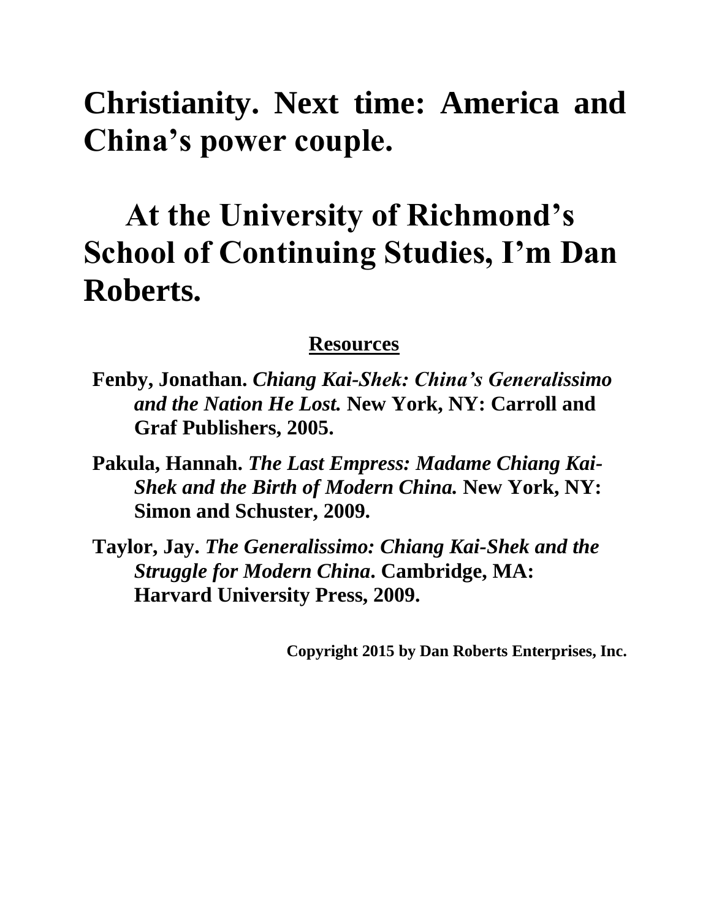**Christianity. Next time: America and China's power couple.**

**At the University of Richmond's School of Continuing Studies, I'm Dan Roberts.**

## Resources

**Fenby, Jonathan. *Chiang Kai-Shek: China's Generalissimo and the Nation He Lost.* New York, NY: Carroll and Graf Publishers, 2005.**

**Pakula, Hannah. *The Last Empress: Madame Chiang Kai-Shek and the Birth of Modern China.* New York, NY: Simon and Schuster, 2009.**

**Taylor, Jay. *The Generalissimo: Chiang Kai-Shek and the Struggle for Modern China.* Cambridge, MA: Harvard University Press, 2009.**

**Copyright 2015 by Dan Roberts Enterprises, Inc.**